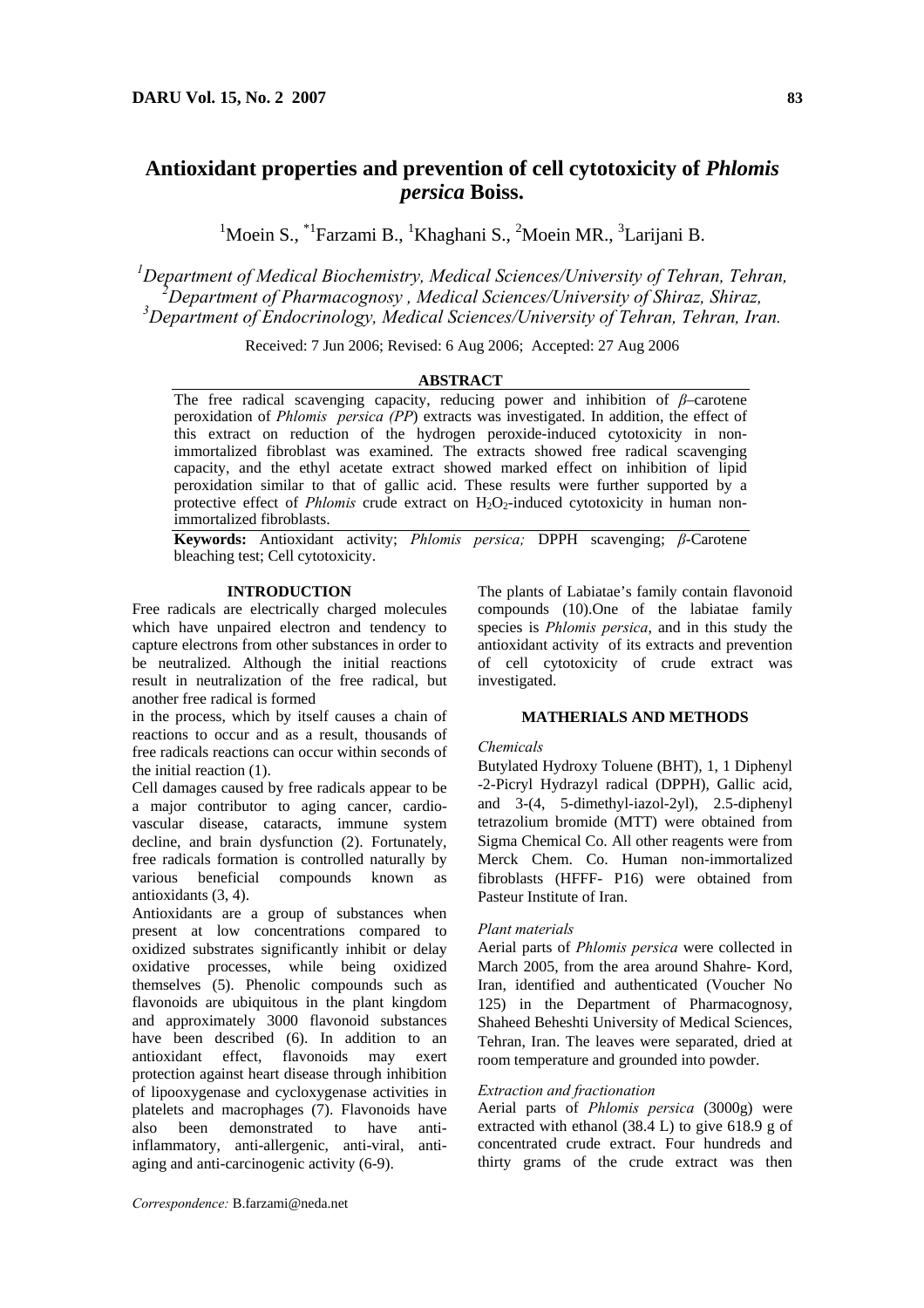# Antioxidant properties and prevention of cell cytotoxicity of *Phlomis persica* Boiss.

[1]Moein S., [*1]Farzami B., [1]Khaghani S., [2]Moein MR., [3]Larijani B.

[1]Department of Medical Biochemistry, Medical Sciences/University of Tehran, Tehran,
[2]Department of Pharmacognosy, Medical Sciences/University of Shiraz, Shiraz,
[3]Department of Endocrinology, Medical Sciences/University of Tehran, Tehran, Iran.

Received: 7 Jun 2006; Revised: 6 Aug 2006; Accepted: 27 Aug 2006

## ABSTRACT

The free radical scavenging capacity, reducing power and inhibition of *β*–carotene peroxidation of *Phlomis persica (PP*) extracts was investigated. In addition, the effect of this extract on reduction of the hydrogen peroxide-induced cytotoxicity in non-immortalized fibroblast was examined. The extracts showed free radical scavenging capacity, and the ethyl acetate extract showed marked effect on inhibition of lipid peroxidation similar to that of gallic acid. These results were further supported by a protective effect of *Phlomis* crude extract on $H_2O_2$-induced cytotoxicity in human non-immortalized fibroblasts.

**Keywords:** Antioxidant activity; *Phlomis persica;* DPPH scavenging; *β*-Carotene bleaching test; Cell cytotoxicity.

## INTRODUCTION

Free radicals are electrically charged molecules which have unpaired electron and tendency to capture electrons from other substances in order to be neutralized. Although the initial reactions result in neutralization of the free radical, but another free radical is formed

in the process, which by itself causes a chain of reactions to occur and as a result, thousands of free radicals reactions can occur within seconds of the initial reaction (1).

Cell damages caused by free radicals appear to be a major contributor to aging cancer, cardio-vascular disease, cataracts, immune system decline, and brain dysfunction (2). Fortunately, free radicals formation is controlled naturally by various beneficial compounds known as antioxidants (3, 4).

Antioxidants are a group of substances when present at low concentrations compared to oxidized substrates significantly inhibit or delay oxidative processes, while being oxidized themselves (5). Phenolic compounds such as flavonoids are ubiquitous in the plant kingdom and approximately 3000 flavonoid substances have been described (6). In addition to an antioxidant effect, flavonoids may exert protection against heart disease through inhibition of lipooxygenase and cycloxygenase activities in platelets and macrophages (7). Flavonoids have also been demonstrated to have anti-inflammatory, anti-allergenic, anti-viral, anti-aging and anti-carcinogenic activity (6-9).

The plants of Labiatae's family contain flavonoid compounds (10).One of the labiatae family species is *Phlomis persica*, and in this study the antioxidant activity of its extracts and prevention of cell cytotoxicity of crude extract was investigated.

## MATHERIALS AND METHODS

### *Chemicals*

Butylated Hydroxy Toluene (BHT), 1, 1 Diphenyl -2-Picryl Hydrazyl radical (DPPH), Gallic acid, and 3-(4, 5-dimethyl-iazol-2yl), 2.5-diphenyl tetrazolium bromide (MTT) were obtained from Sigma Chemical Co. All other reagents were from Merck Chem. Co. Human non-immortalized fibroblasts (HFFF- P16) were obtained from Pasteur Institute of Iran.

### *Plant materials*

Aerial parts of *Phlomis persica* were collected in March 2005, from the area around Shahre- Kord, Iran, identified and authenticated (Voucher No 125) in the Department of Pharmacognosy, Shaheed Beheshti University of Medical Sciences, Tehran, Iran. The leaves were separated, dried at room temperature and grounded into powder.

### *Extraction and fractionation*

Aerial parts of *Phlomis persica* (3000g) were extracted with ethanol (38.4 L) to give 618.9 g of concentrated crude extract. Four hundreds and thirty grams of the crude extract was then

*Correspondence:* B.farzami@neda.net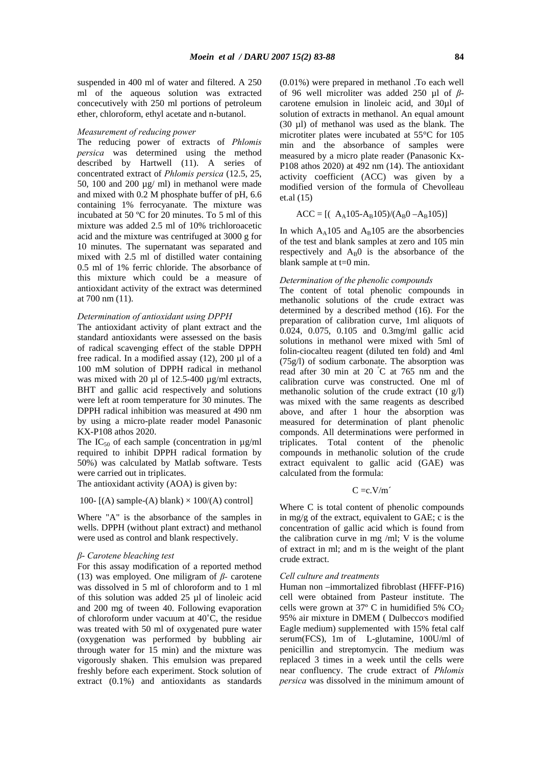suspended in 400 ml of water and filtered. A 250 ml of the aqueous solution was extracted concecutively with 250 ml portions of petroleum ether, chloroform, ethyl acetate and n-butanol.

### *Measurement of reducing power*

The reducing power of extracts of *Phlomis persica* was determined using the method described by Hartwell (11). A series of concentrated extract of *Phlomis persica* (12.5, 25, 50, 100 and 200 µg/ ml) in methanol were made and mixed with 0.2 M phosphate buffer of pH, 6.6 containing 1% ferrocyanate. The mixture was incubated at 50 ºC for 20 minutes. To 5 ml of this mixture was added 2.5 ml of 10% trichloroacetic acid and the mixture was centrifuged at 3000 g for 10 minutes. The supernatant was separated and mixed with 2.5 ml of distilled water containing 0.5 ml of 1% ferric chloride. The absorbance of this mixture which could be a measure of antioxidant activity of the extract was determined at 700 nm (11).

### *Determination of antioxidant using DPPH*

The antioxidant activity of plant extract and the standard antioxidants were assessed on the basis of radical scavenging effect of the stable DPPH free radical. In a modified assay (12), 200 µl of a 100 mM solution of DPPH radical in methanol was mixed with 20 µl of 12.5-400 µg/ml extracts, BHT and gallic acid respectively and solutions were left at room temperature for 30 minutes. The DPPH radical inhibition was measured at 490 nm by using a micro-plate reader model Panasonic KX-P108 athos 2020.

The $IC_{50}$ of each sample (concentration in µg/ml required to inhibit DPPH radical formation by 50%) was calculated by Matlab software. Tests were carried out in triplicates.

The antioxidant activity (AOA) is given by:

$$100- [(A)\ sample-(A)\ blank) \times 100/(A)\ control]$$

Where "A" is the absorbance of the samples in wells. DPPH (without plant extract) and methanol were used as control and blank respectively.

### *β- Carotene bleaching test*

For this assay modification of a reported method (13) was employed. One miligram of *β*- carotene was dissolved in 5 ml of chloroform and to 1 ml of this solution was added 25 µl of linoleic acid and 200 mg of tween 40. Following evaporation of chloroform under vacuum at 40˚C, the residue was treated with 50 ml of oxygenated pure water (oxygenation was performed by bubbling air through water for 15 min) and the mixture was vigorously shaken. This emulsion was prepared freshly before each experiment. Stock solution of extract (0.1%) and antioxidants as standards (0.01%) were prepared in methanol .To each well of 96 well microliter was added 250 µl of *β*-carotene emulsion in linoleic acid, and 30µl of solution of extracts in methanol. An equal amount (30 µl) of methanol was used as the blank. The microtiter plates were incubated at 55°C for 105 min and the absorbance of samples were measured by a micro plate reader (Panasonic Kx-P108 athos 2020) at 492 nm (14). The antioxidant activity coefficient (ACC) was given by a modified version of the formula of Chevolleau et.al (15)

$$ACC = [( A_A105 - A_B105)/(A_B0 - A_B105)]$$

In which $A_A105$ and $A_B105$ are the absorbencies of the test and blank samples at zero and 105 min respectively and $A_B0$ is the absorbance of the blank sample at t=0 min.

### *Determination of the phenolic compounds*

The content of total phenolic compounds in methanolic solutions of the crude extract was determined by a described method (16). For the preparation of calibration curve, 1ml aliquots of 0.024, 0.075, 0.105 and 0.3mg/ml gallic acid solutions in methanol were mixed with 5ml of folin-ciocalteu reagent (diluted ten fold) and 4ml (75g/l) of sodium carbonate. The absorption was read after 30 min at 20 ˚C at 765 nm and the calibration curve was constructed. One ml of methanolic solution of the crude extract (10 g/l) was mixed with the same reagents as described above, and after 1 hour the absorption was measured for determination of plant phenolic componds. All determinations were performed in triplicates. Total content of the phenolic compounds in methanolic solution of the crude extract equivalent to gallic acid (GAE) was calculated from the formula:

$$C = c.V/m'$$

Where C is total content of phenolic compounds in mg/g of the extract, equivalent to GAE; c is the concentration of gallic acid which is found from the calibration curve in mg /ml; V is the volume of extract in ml; and m is the weight of the plant crude extract.

### *Cell culture and treatments*

Human non –immortalized fibroblast (HFFF-P16) cell were obtained from Pasteur institute. The cells were grown at 37º C in humidified 5% $CO_2$ 95% air mixture in DMEM ( Dulbecco's modified Eagle medium) supplemented with 15% fetal calf serum(FCS), 1m of L-glutamine, 100U/ml of penicillin and streptomycin. The medium was replaced 3 times in a week until the cells were near confluency. The crude extract of *Phlomis persica* was dissolved in the minimum amount of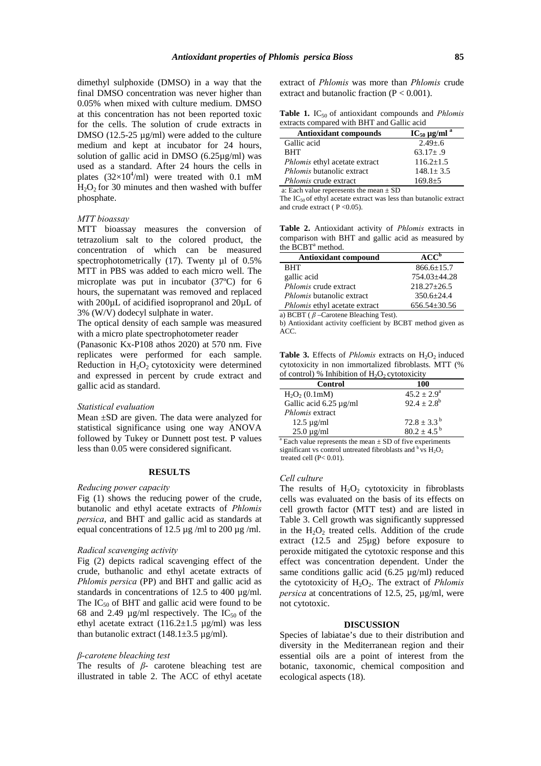dimethyl sulphoxide (DMSO) in a way that the final DMSO concentration was never higher than 0.05% when mixed with culture medium. DMSO at this concentration has not been reported toxic for the cells. The solution of crude extracts in DMSO (12.5-25 µg/ml) were added to the culture medium and kept at incubator for 24 hours, solution of gallic acid in DMSO (6.25µg/ml) was used as a standard. After 24 hours the cells in plates ($32\times10^4$/ml) were treated with 0.1 mM $H_2O_2$ for 30 minutes and then washed with buffer phosphate.

### *MTT bioassay*

MTT bioassay measures the conversion of tetrazolium salt to the colored product, the concentration of which can be measured spectrophotometrically (17). Twenty µl of 0.5% MTT in PBS was added to each micro well. The microplate was put in incubator (37ºC) for 6 hours, the supernatant was removed and replaced with 200µL of acidified isopropranol and 20µL of 3% (W/V) dodecyl sulphate in water.

The optical density of each sample was measured with a micro plate spectrophotometer reader (Panasonic Kx-P108 athos 2020) at 570 nm. Five replicates were performed for each sample. Reduction in $H_2O_2$ cytotoxicity were determined and expressed in percent by crude extract and gallic acid as standard.

### *Statistical evaluation*

Mean ±SD are given. The data were analyzed for statistical significance using one way ANOVA followed by Tukey or Dunnett post test. P values less than 0.05 were considered significant.

## RESULTS

### *Reducing power capacity*

Fig (1) shows the reducing power of the crude, butanolic and ethyl acetate extracts of *Phlomis persica*, and BHT and gallic acid as standards at equal concentrations of 12.5 µg /ml to 200 µg /ml.

### *Radical scavenging activity*

Fig (2) depicts radical scavenging effect of the crude, buthanolic and ethyl acetate extracts of *Phlomis persica* (PP) and BHT and gallic acid as standards in concentrations of 12.5 to 400 µg/ml. The $IC_{50}$ of BHT and gallic acid were found to be 68 and 2.49 µg/ml respectively. The $IC_{50}$ of the ethyl acetate extract (116.2±1.5 µg/ml) was less than butanolic extract (148.1±3.5 µg/ml).

### *β-carotene bleaching test*

The results of *β*- carotene bleaching test are illustrated in table 2. The ACC of ethyl acetate extract of *Phlomis* was more than *Phlomis* crude extract and butanolic fraction ($P < 0.001$).

**Table 1.** $IC_{50}$ of antioxidant compounds and *Phlomis* extracts compared with BHT and Gallic acid

| Antioxidant compounds | $IC_{50}$ µg/ml [a] |
|---|---|
| Gallic acid | 2.49±.6 |
| BHT | 63.17± .9 |
| *Phlomis* ethyl acetate extract | 116.2±1.5 |
| *Phlomis* butanolic extract | 148.1± 3.5 |
| *Phlomis* crude extract | 169.8±5 |

a: Each value reperesents the mean ± SD

The $IC_{50}$ of ethyl acetate extract was less than butanolic extract and crude extract ( $P < 0.05$).

**Table 2.** Antioxidant activity of *Phlomis* extracts in comparison with BHT and gallic acid as measured by the BCBT[a] method.

| Antioxidant compound | ACC[b] |
|---|---|
| BHT | 866.6±15.7 |
| gallic acid | 754.03±44.28 |
| *Phlomis* crude extract | 218.27±26.5 |
| *Phlomis* butanolic extract | 350.6±24.4 |
| *Phlomis* ethyl acetate extract | 656.54±30.56 |

a) BCBT ( *β* –Carotene Bleaching Test).

b) Antioxidant activity coefficient by BCBT method given as ACC.

**Table 3.** Effects of *Phlomis* extracts on $H_2O_2$ induced cytotoxicity in non immortalized fibroblasts. MTT (% of control) % Inhibition of $H_2O_2$ cytotoxicity

| Control | 100 |
|---|---|
| $H_2O_2$ (0.1mM) | 45.2 ± 2.9[a] |
| Gallic acid 6.25 µg/ml | 92.4 ± 2.8[b] |
| *Phlomis* extract | |
| 12.5 µg/ml | 72.8 ± 3.3 [b] |
| 25.0 µg/ml | 80.2 ± 4.5 [b] |

[a] Each value represents the mean ± SD of five experiments significant vs control untreated fibroblasts and [b] vs $H_2O_2$ treated cell ($P < 0.01$).

### *Cell culture*

The results of $H_2O_2$ cytotoxicity in fibroblasts cells was evaluated on the basis of its effects on cell growth factor (MTT test) and are listed in Table 3. Cell growth was significantly suppressed in the $H_2O_2$ treated cells. Addition of the crude extract (12.5 and 25µg) before exposure to peroxide mitigated the cytotoxic response and this effect was concentration dependent. Under the same conditions gallic acid (6.25 µg/ml) reduced the cytotoxicity of $H_2O_2$. The extract of *Phlomis persica* at concentrations of 12.5, 25, µg/ml, were not cytotoxic.

## DISCUSSION

Species of labiatae's due to their distribution and diversity in the Mediterranean region and their essential oils are a point of interest from the botanic, taxonomic, chemical composition and ecological aspects (18).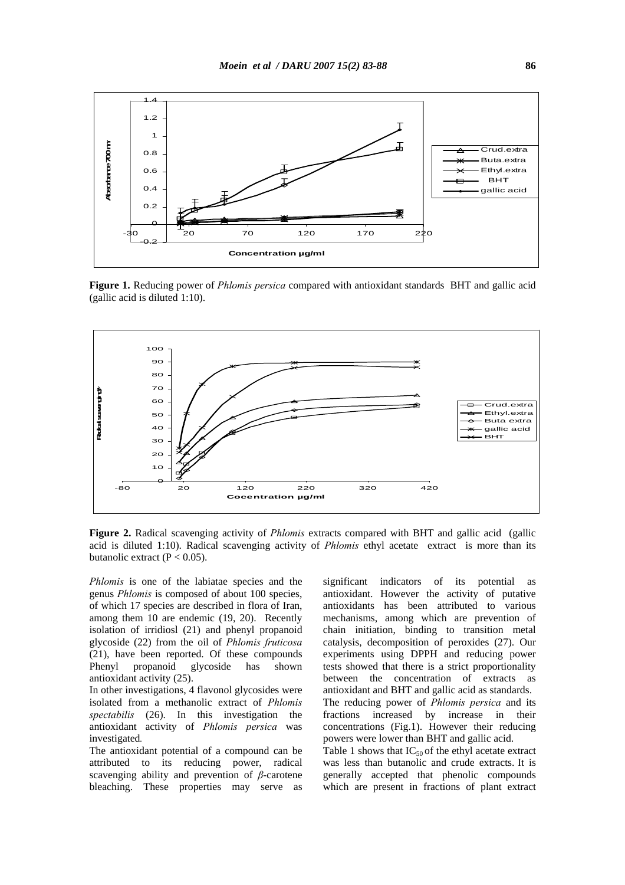**Figure 1.** Reducing power of *Phlomis persica* compared with antioxidant standards BHT and gallic acid (gallic acid is diluted 1:10).

**Figure 2.** Radical scavenging activity of *Phlomis* extracts compared with BHT and gallic acid (gallic acid is diluted 1:10). Radical scavenging activity of *Phlomis* ethyl acetate extract is more than its butanolic extract ($P < 0.05$).

*Phlomis* is one of the labiatae species and the genus *Phlomis* is composed of about 100 species, of which 17 species are described in flora of Iran, among them 10 are endemic (19, 20). Recently isolation of irridiosl (21) and phenyl propanoid glycoside (22) from the oil of *Phlomis fruticosa* (21), have been reported. Of these compounds Phenyl propanoid glycoside has shown antioxidant activity (25).

In other investigations, 4 flavonol glycosides were isolated from a methanolic extract of *Phlomis spectabilis* (26). In this investigation the antioxidant activity of *Phlomis persica* was investigated.

The antioxidant potential of a compound can be attributed to its reducing power, radical scavenging ability and prevention of *β*-carotene bleaching. These properties may serve as significant indicators of its potential as antioxidant. However the activity of putative antioxidants has been attributed to various mechanisms, among which are prevention of chain initiation, binding to transition metal catalysis, decomposition of peroxides (27). Our experiments using DPPH and reducing power tests showed that there is a strict proportionality between the concentration of extracts as antioxidant and BHT and gallic acid as standards.

The reducing power of *Phlomis persica* and its fractions increased by increase in their concentrations (Fig.1). However their reducing powers were lower than BHT and gallic acid.

Table 1 shows that $IC_{50}$ of the ethyl acetate extract was less than butanolic and crude extracts. It is generally accepted that phenolic compounds which are present in fractions of plant extract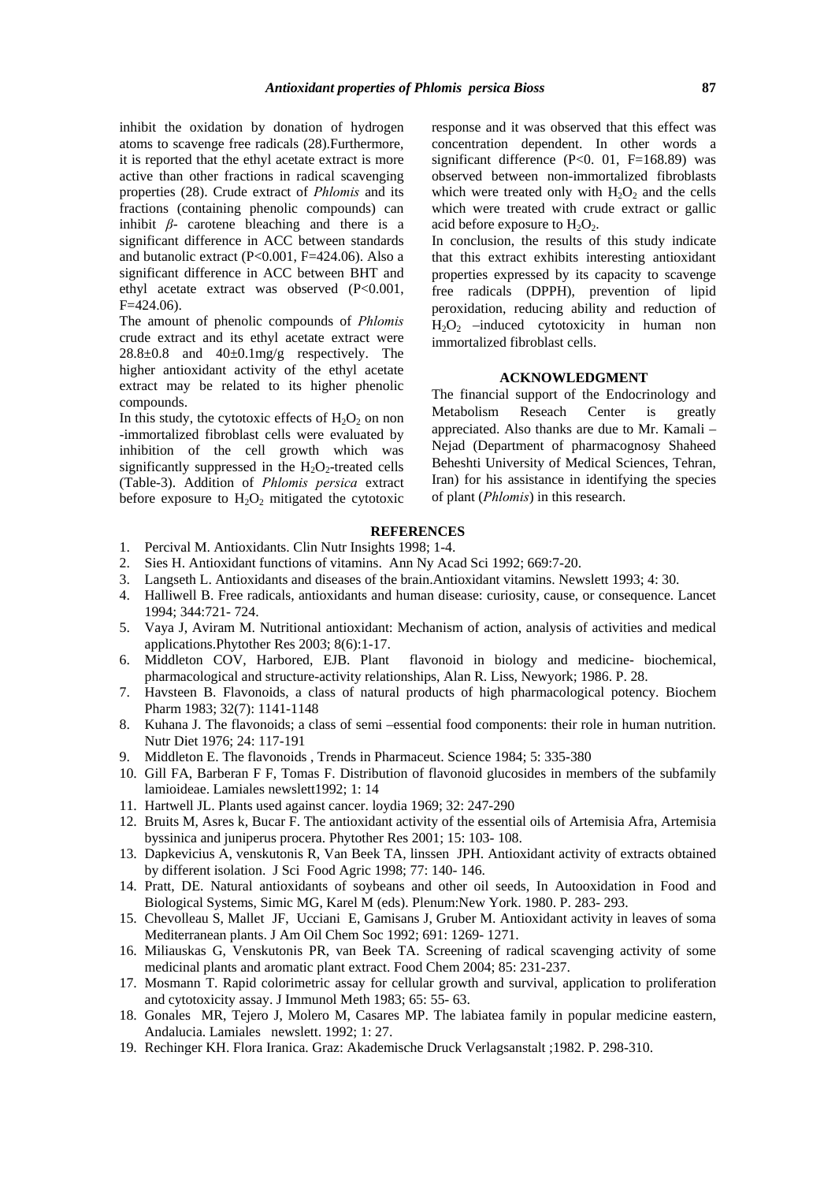inhibit the oxidation by donation of hydrogen atoms to scavenge free radicals (28).Furthermore, it is reported that the ethyl acetate extract is more active than other fractions in radical scavenging properties (28). Crude extract of *Phlomis* and its fractions (containing phenolic compounds) can inhibit $\beta$- carotene bleaching and there is a significant difference in ACC between standards and butanolic extract ($P<0.001$, $F=424.06$). Also a significant difference in ACC between BHT and ethyl acetate extract was observed ($P<0.001$, $F=424.06$).

The amount of phenolic compounds of *Phlomis* crude extract and its ethyl acetate extract were $28.8\pm0.8$ and $40\pm0.1$mg/g respectively. The higher antioxidant activity of the ethyl acetate extract may be related to its higher phenolic compounds.

In this study, the cytotoxic effects of $H_2O_2$ on non -immortalized fibroblast cells were evaluated by inhibition of the cell growth which was significantly suppressed in the $H_2O_2$-treated cells (Table-3). Addition of *Phlomis persica* extract before exposure to $H_2O_2$ mitigated the cytotoxic response and it was observed that this effect was concentration dependent. In other words a significant difference ($P<0.01$, $F=168.89$) was observed between non-immortalized fibroblasts which were treated only with $H_2O_2$ and the cells which were treated with crude extract or gallic acid before exposure to $H_2O_2$.

In conclusion, the results of this study indicate that this extract exhibits interesting antioxidant properties expressed by its capacity to scavenge free radicals (DPPH), prevention of lipid peroxidation, reducing ability and reduction of $H_2O_2$ –induced cytotoxicity in human non immortalized fibroblast cells.

## ACKNOWLEDGMENT

The financial support of the Endocrinology and Metabolism Reseach Center is greatly appreciated. Also thanks are due to Mr. Kamali –Nejad (Department of pharmacognosy Shaheed Beheshti University of Medical Sciences, Tehran, Iran) for his assistance in identifying the species of plant (*Phlomis*) in this research.

## REFERENCES

1. Percival M. Antioxidants. Clin Nutr Insights 1998; 1-4.
2. Sies H. Antioxidant functions of vitamins. Ann Ny Acad Sci 1992; 669:7-20.
3. Langseth L. Antioxidants and diseases of the brain.Antioxidant vitamins. Newslett 1993; 4: 30.
4. Halliwell B. Free radicals, antioxidants and human disease: curiosity, cause, or consequence. Lancet 1994; 344:721- 724.
5. Vaya J, Aviram M. Nutritional antioxidant: Mechanism of action, analysis of activities and medical applications.Phytother Res 2003; 8(6):1-17.
6. Middleton COV, Harbored, EJB. Plant flavonoid in biology and medicine- biochemical, pharmacological and structure-activity relationships, Alan R. Liss, Newyork; 1986. P. 28.
7. Havsteen B. Flavonoids, a class of natural products of high pharmacological potency. Biochem Pharm 1983; 32(7): 1141-1148
8. Kuhana J. The flavonoids; a class of semi –essential food components: their role in human nutrition. Nutr Diet 1976; 24: 117-191
9. Middleton E. The flavonoids , Trends in Pharmaceut. Science 1984; 5: 335-380
10. Gill FA, Barberan F F, Tomas F. Distribution of flavonoid glucosides in members of the subfamily lamioideae. Lamiales newslett1992; 1: 14
11. Hartwell JL. Plants used against cancer. loydia 1969; 32: 247-290
12. Bruits M, Asres k, Bucar F. The antioxidant activity of the essential oils of Artemisia Afra, Artemisia byssinica and juniperus procera. Phytother Res 2001; 15: 103- 108.
13. Dapkevicius A, venskutonis R, Van Beek TA, linssen JPH. Antioxidant activity of extracts obtained by different isolation. J Sci Food Agric 1998; 77: 140- 146.
14. Pratt, DE. Natural antioxidants of soybeans and other oil seeds, In Autooxidation in Food and Biological Systems, Simic MG, Karel M (eds). Plenum:New York. 1980. P. 283- 293.
15. Chevolleau S, Mallet JF, Ucciani E, Gamisans J, Gruber M. Antioxidant activity in leaves of soma Mediterranean plants. J Am Oil Chem Soc 1992; 691: 1269- 1271.
16. Miliauskas G, Venskutonis PR, van Beek TA. Screening of radical scavenging activity of some medicinal plants and aromatic plant extract. Food Chem 2004; 85: 231-237.
17. Mosmann T. Rapid colorimetric assay for cellular growth and survival, application to proliferation and cytotoxicity assay. J Immunol Meth 1983; 65: 55- 63.
18. Gonales MR, Tejero J, Molero M, Casares MP. The labiatea family in popular medicine eastern, Andalucia. Lamiales newslett. 1992; 1: 27.
19. Rechinger KH. Flora Iranica. Graz: Akademische Druck Verlagsanstalt ;1982. P. 298-310.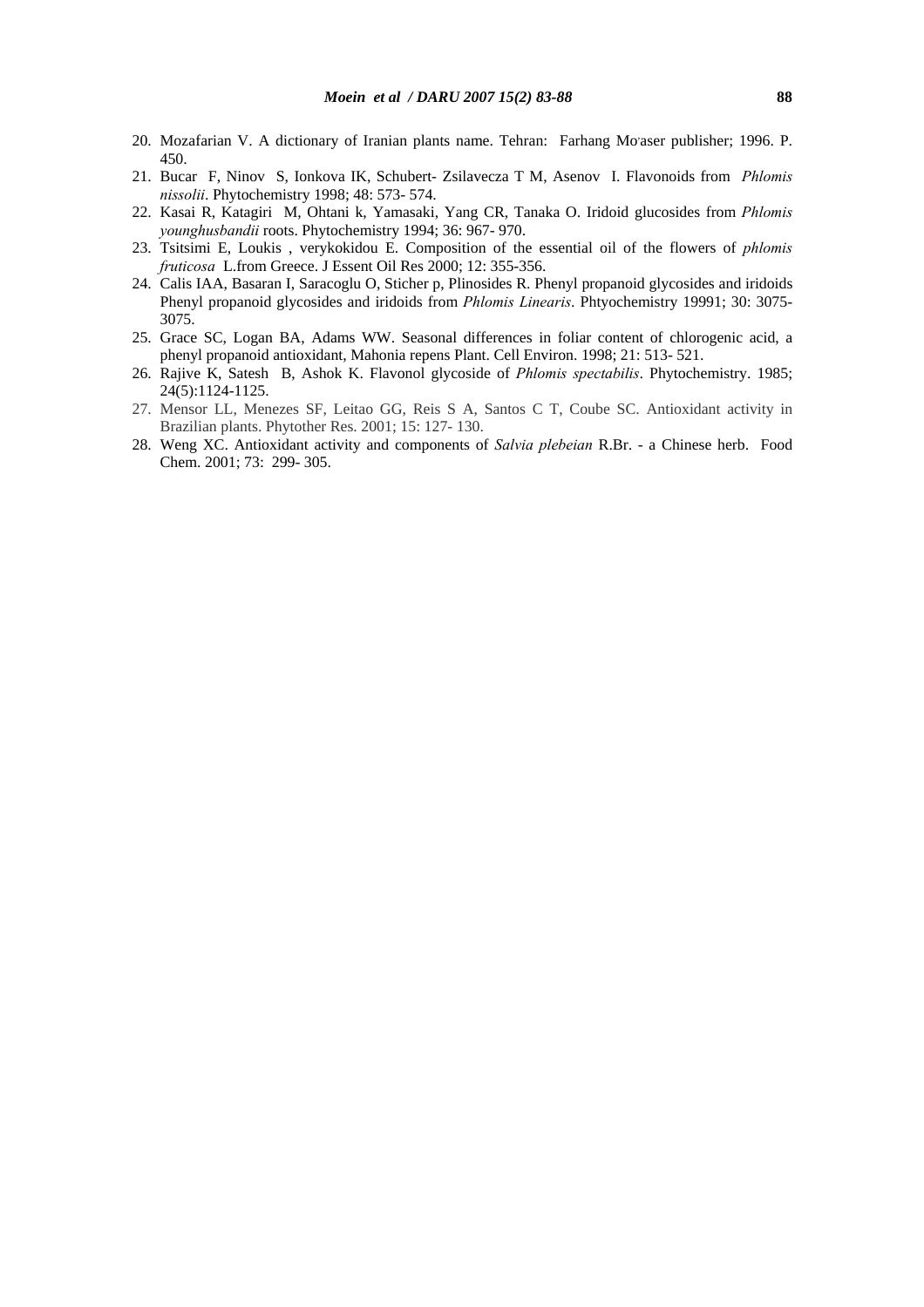20. Mozafarian V. A dictionary of Iranian plants name. Tehran: Farhang Mo'aser publisher; 1996. P. 450.
21. Bucar F, Ninov S, Ionkova IK, Schubert- Zsilavecza T M, Asenov I. Flavonoids from *Phlomis nissolii*. Phytochemistry 1998; 48: 573- 574.
22. Kasai R, Katagiri M, Ohtani k, Yamasaki, Yang CR, Tanaka O. Iridoid glucosides from *Phlomis younghusbandii* roots. Phytochemistry 1994; 36: 967- 970.
23. Tsitsimi E, Loukis , verykokidou E. Composition of the essential oil of the flowers of *phlomis fruticosa* L.from Greece. J Essent Oil Res 2000; 12: 355-356.
24. Calis IAA, Basaran I, Saracoglu O, Sticher p, Plinosides R. Phenyl propanoid glycosides and iridoids Phenyl propanoid glycosides and iridoids from *Phlomis Linearis*. Phtyochemistry 19991; 30: 3075-3075.
25. Grace SC, Logan BA, Adams WW. Seasonal differences in foliar content of chlorogenic acid, a phenyl propanoid antioxidant, Mahonia repens Plant. Cell Environ. 1998; 21: 513- 521.
26. Rajive K, Satesh B, Ashok K. Flavonol glycoside of *Phlomis spectabilis*. Phytochemistry. 1985; 24(5):1124-1125.
27. Mensor LL, Menezes SF, Leitao GG, Reis S A, Santos C T, Coube SC. Antioxidant activity in Brazilian plants. Phytother Res. 2001; 15: 127- 130.
28. Weng XC. Antioxidant activity and components of *Salvia plebeian* R.Br. - a Chinese herb. Food Chem. 2001; 73: 299- 305.